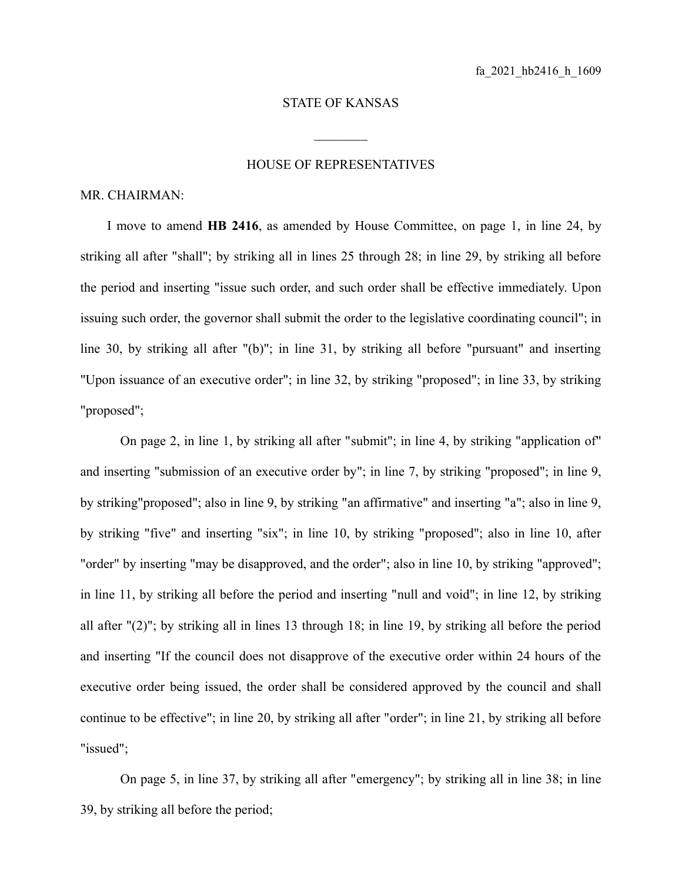fa_2021_hb2416_h_1609

STATE OF KANSAS

________

HOUSE OF REPRESENTATIVES

MR. CHAIRMAN:

I move to amend **HB 2416**, as amended by House Committee, on page 1, in line 24, by striking all after "shall"; by striking all in lines 25 through 28; in line 29, by striking all before the period and inserting "issue such order, and such order shall be effective immediately. Upon issuing such order, the governor shall submit the order to the legislative coordinating council"; in line 30, by striking all after "(b)"; in line 31, by striking all before "pursuant" and inserting "Upon issuance of an executive order"; in line 32, by striking "proposed"; in line 33, by striking "proposed";

On page 2, in line 1, by striking all after "submit"; in line 4, by striking "application of" and inserting "submission of an executive order by"; in line 7, by striking "proposed"; in line 9, by striking"proposed"; also in line 9, by striking "an affirmative" and inserting "a"; also in line 9, by striking "five" and inserting "six"; in line 10, by striking "proposed"; also in line 10, after "order" by inserting "may be disapproved, and the order"; also in line 10, by striking "approved"; in line 11, by striking all before the period and inserting "null and void"; in line 12, by striking all after "(2)"; by striking all in lines 13 through 18; in line 19, by striking all before the period and inserting "If the council does not disapprove of the executive order within 24 hours of the executive order being issued, the order shall be considered approved by the council and shall continue to be effective"; in line 20, by striking all after "order"; in line 21, by striking all before "issued";

On page 5, in line 37, by striking all after "emergency"; by striking all in line 38; in line 39, by striking all before the period;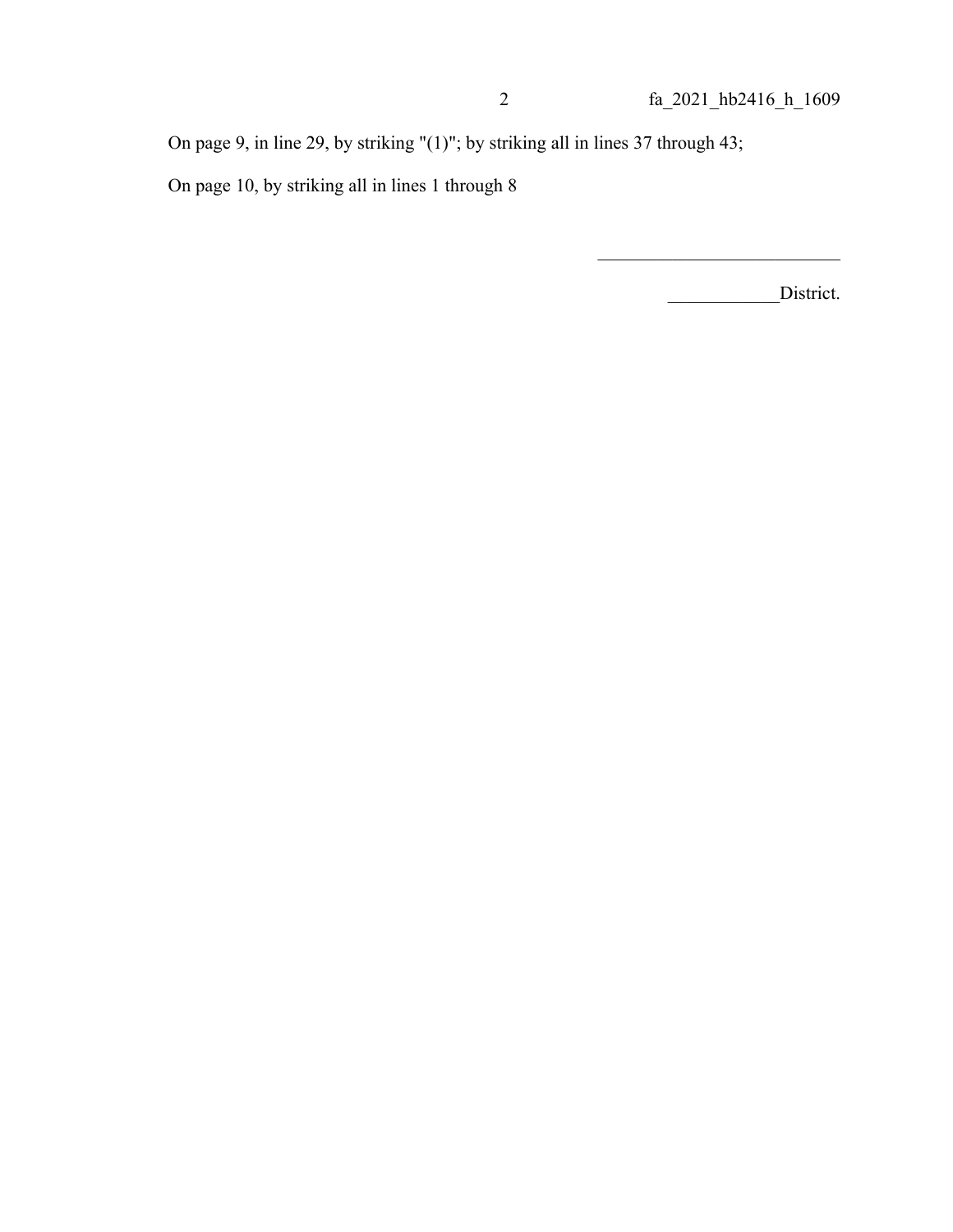On page 9, in line 29, by striking "(1)"; by striking all in lines 37 through 43;

On page 10, by striking all in lines 1 through 8

___________________________

____________District.